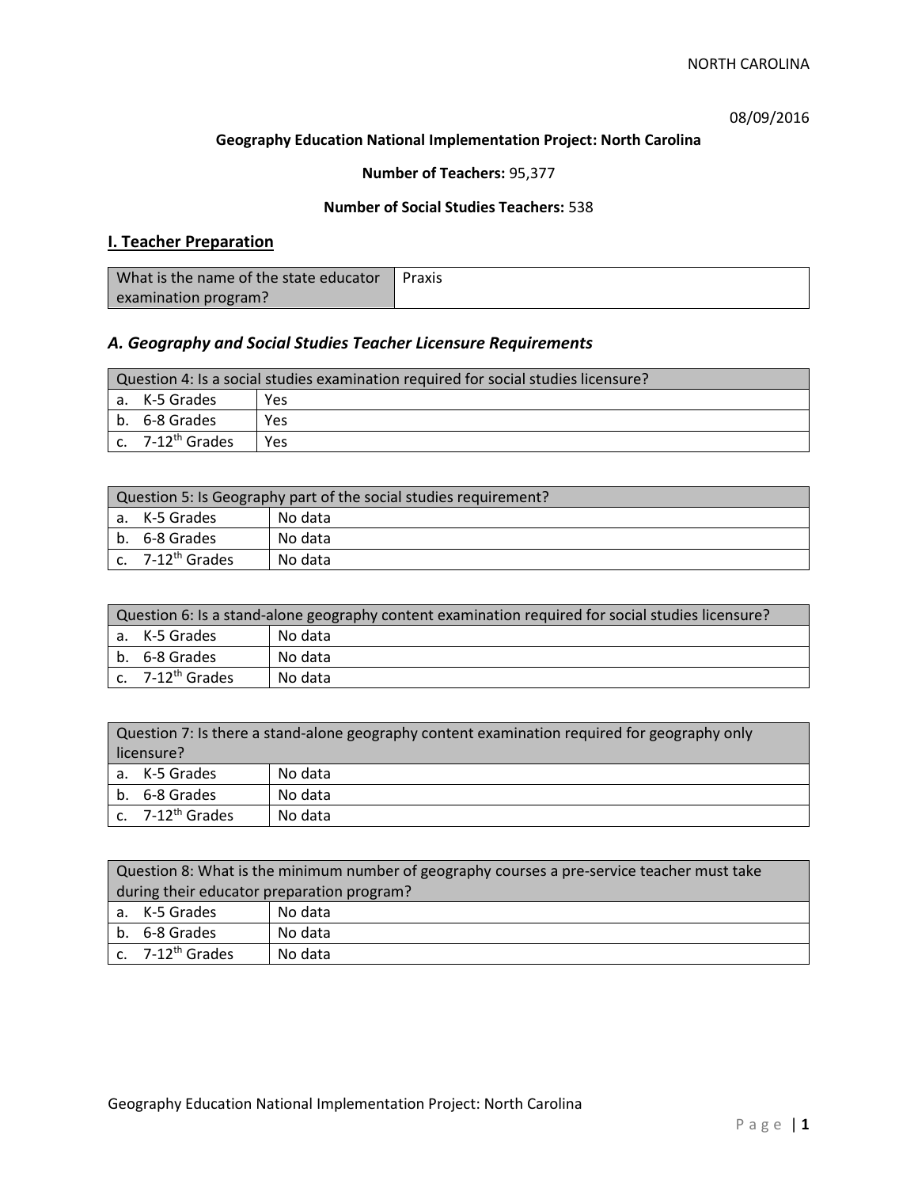08/09/2016

**Geography Education National Implementation Project: North Carolina**

**Number of Teachers:** 95,377

**Number of Social Studies Teachers:** 538

## I. Teacher Preparation

| What is the name of the state educator examination program? | Praxis |
|---|---|

### *A. Geography and Social Studies Teacher Licensure Requirements*

| Question 4: Is a social studies examination required for social studies licensure? | |
|---|---|
| a. K-5 Grades | Yes |
| b. 6-8 Grades | Yes |
| c. 7-12th Grades | Yes |

| Question 5: Is Geography part of the social studies requirement? | |
|---|---|
| a. K-5 Grades | No data |
| b. 6-8 Grades | No data |
| c. 7-12th Grades | No data |

| Question 6: Is a stand-alone geography content examination required for social studies licensure? | |
|---|---|
| a. K-5 Grades | No data |
| b. 6-8 Grades | No data |
| c. 7-12th Grades | No data |

| Question 7: Is there a stand-alone geography content examination required for geography only licensure? | |
|---|---|
| a. K-5 Grades | No data |
| b. 6-8 Grades | No data |
| c. 7-12th Grades | No data |

| Question 8: What is the minimum number of geography courses a pre-service teacher must take during their educator preparation program? | |
|---|---|
| a. K-5 Grades | No data |
| b. 6-8 Grades | No data |
| c. 7-12th Grades | No data |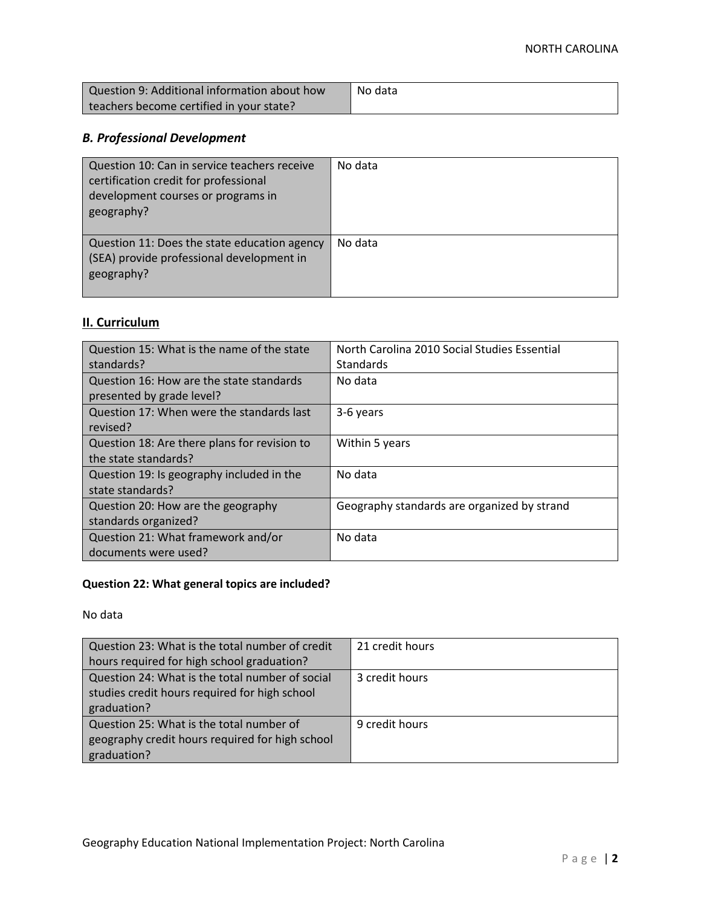| Question 9: Additional information about how teachers become certified in your state? | No data |
|---|---|

### *B. Professional Development*

| Question 10: Can in service teachers receive certification credit for professional development courses or programs in geography? | No data |
|---|---|
| Question 11: Does the state education agency (SEA) provide professional development in geography? | No data |

## II. Curriculum

| Question 15: What is the name of the state standards? | North Carolina 2010 Social Studies Essential Standards |
|---|---|
| Question 16: How are the state standards presented by grade level? | No data |
| Question 17: When were the standards last revised? | 3-6 years |
| Question 18: Are there plans for revision to the state standards? | Within 5 years |
| Question 19: Is geography included in the state standards? | No data |
| Question 20: How are the geography standards organized? | Geography standards are organized by strand |
| Question 21: What framework and/or documents were used? | No data |

**Question 22: What general topics are included?**

No data

| Question 23: What is the total number of credit hours required for high school graduation? | 21 credit hours |
|---|---|
| Question 24: What is the total number of social studies credit hours required for high school graduation? | 3 credit hours |
| Question 25: What is the total number of geography credit hours required for high school graduation? | 9 credit hours |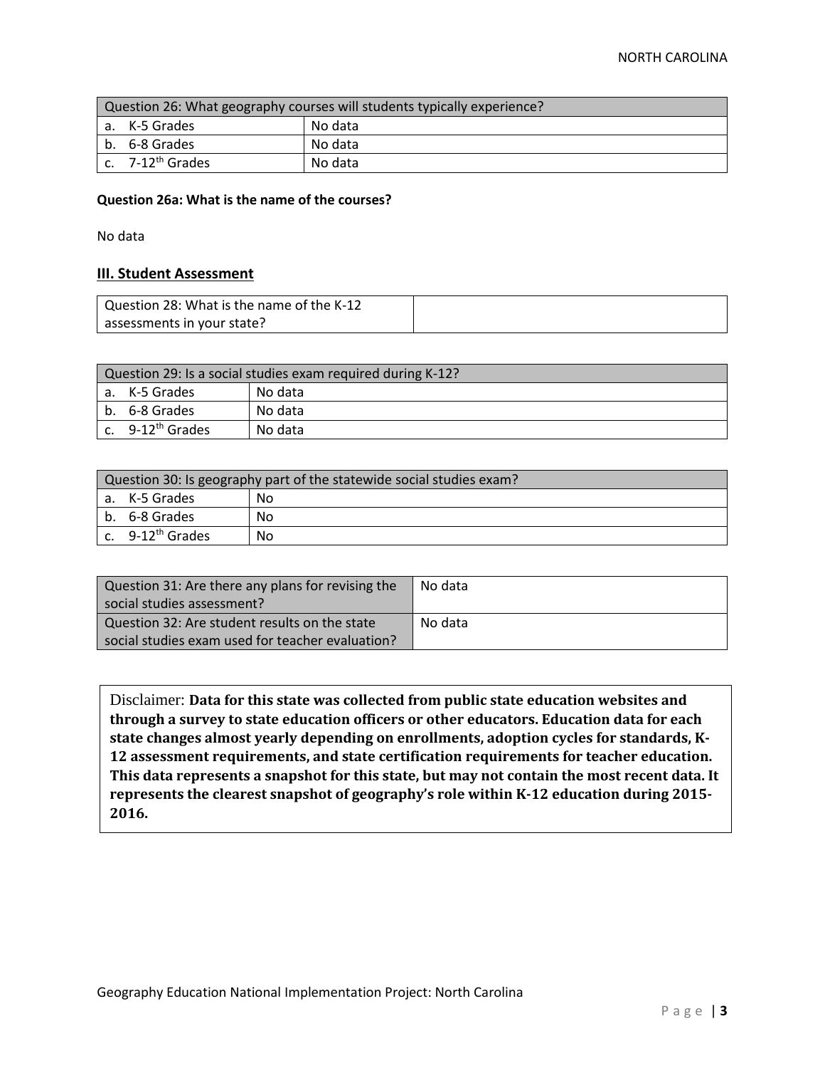| Question 26: What geography courses will students typically experience? | |
|---|---|
| a. K-5 Grades | No data |
| b. 6-8 Grades | No data |
| c. 7-12th Grades | No data |

**Question 26a: What is the name of the courses?**

No data

## III. Student Assessment

| | |
|---|---|
| Question 28: What is the name of the K-12 assessments in your state? | |

| Question 29: Is a social studies exam required during K-12? | |
|---|---|
| a. K-5 Grades | No data |
| b. 6-8 Grades | No data |
| c. 9-12th Grades | No data |

| Question 30: Is geography part of the statewide social studies exam? | |
|---|---|
| a. K-5 Grades | No |
| b. 6-8 Grades | No |
| c. 9-12th Grades | No |

| | |
|---|---|
| Question 31: Are there any plans for revising the social studies assessment? | No data |
| Question 32: Are student results on the state social studies exam used for teacher evaluation? | No data |

Disclaimer: **Data for this state was collected from public state education websites and through a survey to state education officers or other educators. Education data for each state changes almost yearly depending on enrollments, adoption cycles for standards, K-12 assessment requirements, and state certification requirements for teacher education. This data represents a snapshot for this state, but may not contain the most recent data. It represents the clearest snapshot of geography's role within K-12 education during 2015-2016.**